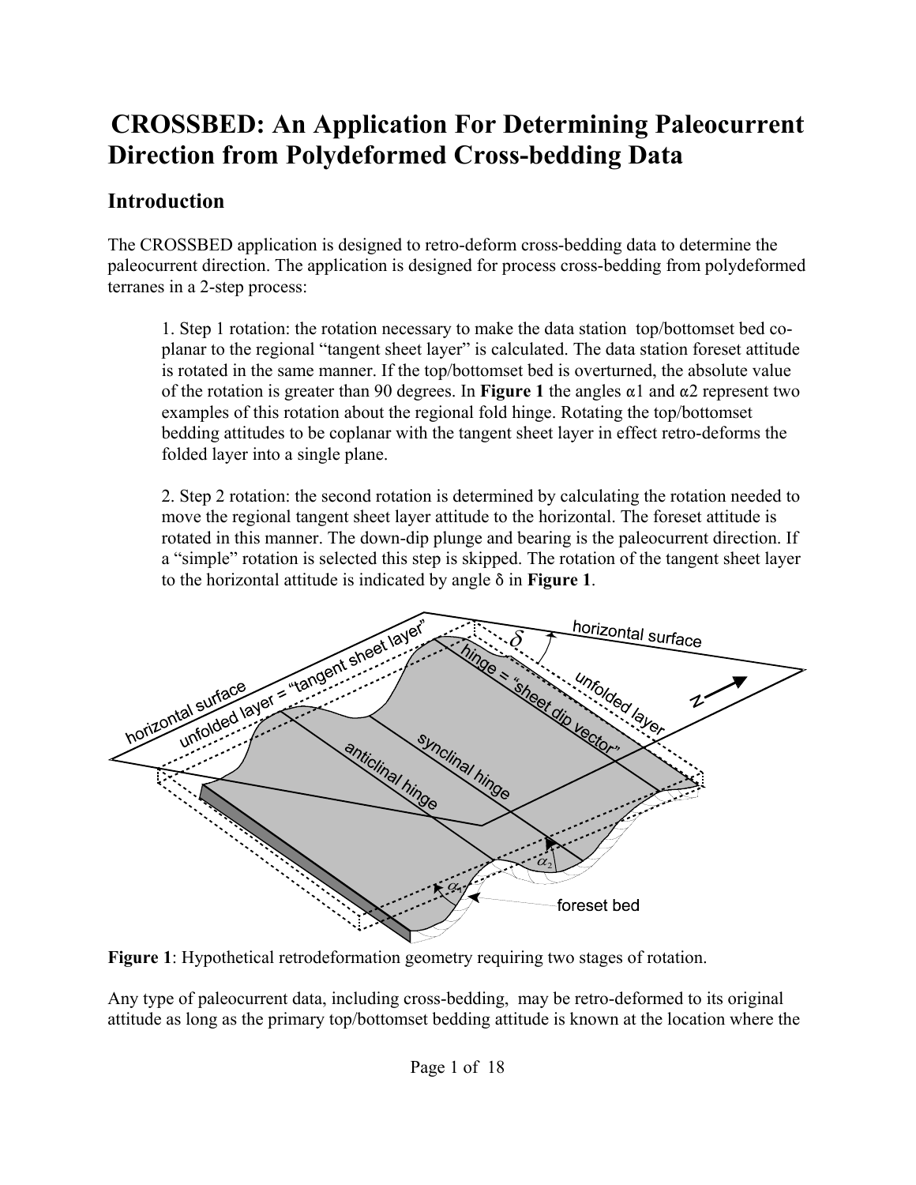# CROSSBED: An Application For Determining Paleocurrent Direction from Polydeformed Cross-bedding Data

## Introduction

The CROSSBED application is designed to retro-deform cross-bedding data to determine the paleocurrent direction. The application is designed for process cross-bedding from polydeformed terranes in a 2-step process:

1. Step 1 rotation: the rotation necessary to make the data station top/bottomset bed co-planar to the regional "tangent sheet layer" is calculated. The data station foreset attitude is rotated in the same manner. If the top/bottomset bed is overturned, the absolute value of the rotation is greater than 90 degrees. In **Figure 1** the angles $\alpha 1$ and $\alpha 2$ represent two examples of this rotation about the regional fold hinge. Rotating the top/bottomset bedding attitudes to be coplanar with the tangent sheet layer in effect retro-deforms the folded layer into a single plane.

2. Step 2 rotation: the second rotation is determined by calculating the rotation needed to move the regional tangent sheet layer attitude to the horizontal. The foreset attitude is rotated in this manner. The down-dip plunge and bearing is the paleocurrent direction. If a "simple" rotation is selected this step is skipped. The rotation of the tangent sheet layer to the horizontal attitude is indicated by angle $\delta$ in **Figure 1**.

**Figure 1**: Hypothetical retrodeformation geometry requiring two stages of rotation.

Any type of paleocurrent data, including cross-bedding, may be retro-deformed to its original attitude as long as the primary top/bottomset bedding attitude is known at the location where the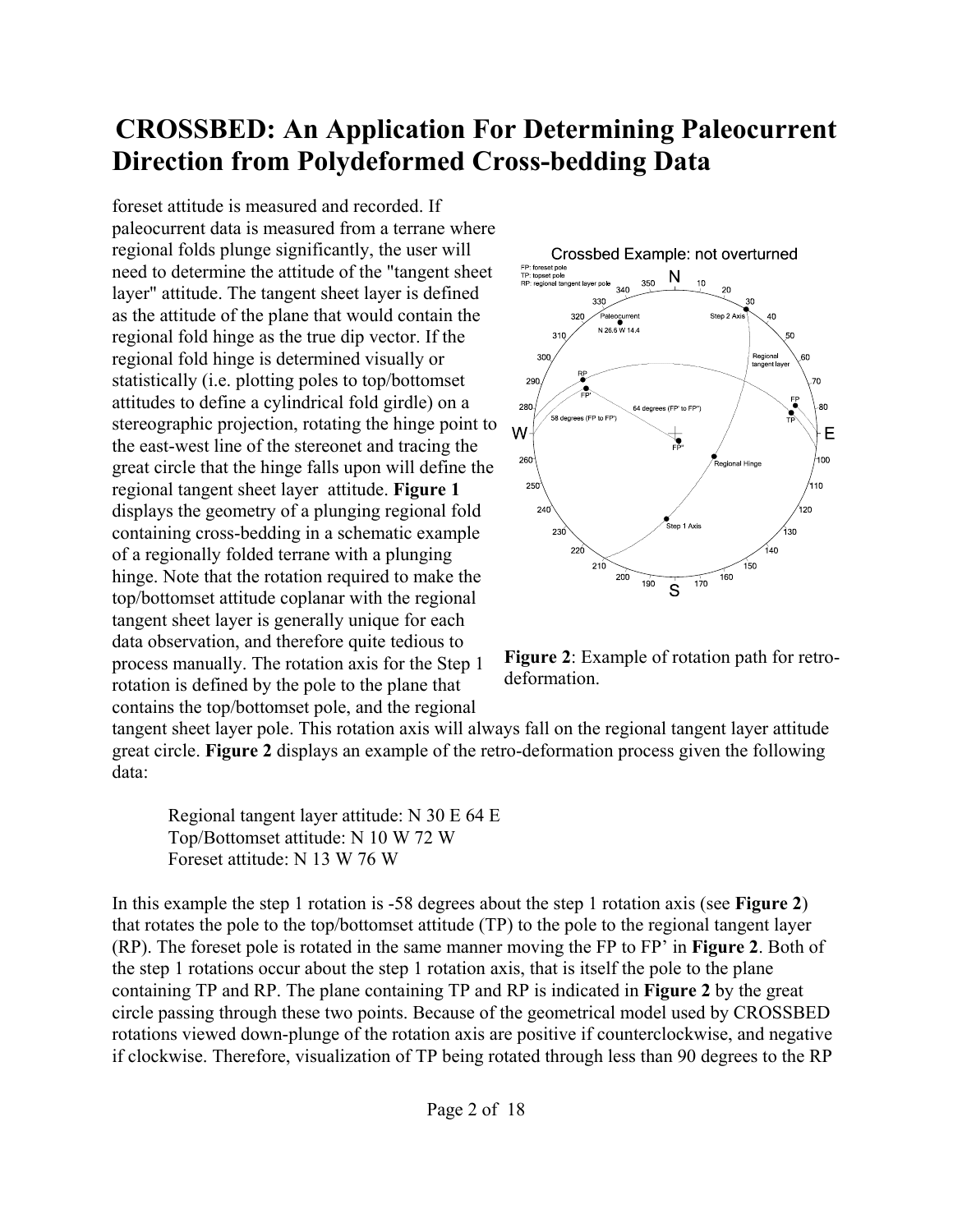# CROSSBED: An Application For Determining Paleocurrent Direction from Polydeformed Cross-bedding Data

foreset attitude is measured and recorded. If paleocurrent data is measured from a terrane where regional folds plunge significantly, the user will need to determine the attitude of the "tangent sheet layer" attitude. The tangent sheet layer is defined as the attitude of the plane that would contain the regional fold hinge as the true dip vector. If the regional fold hinge is determined visually or statistically (i.e. plotting poles to top/bottomset attitudes to define a cylindrical fold girdle) on a stereographic projection, rotating the hinge point to the east-west line of the stereonet and tracing the great circle that the hinge falls upon will define the regional tangent sheet layer attitude. **Figure 1** displays the geometry of a plunging regional fold containing cross-bedding in a schematic example of a regionally folded terrane with a plunging hinge. Note that the rotation required to make the top/bottomset attitude coplanar with the regional tangent sheet layer is generally unique for each data observation, and therefore quite tedious to process manually. The rotation axis for the Step 1 rotation is defined by the pole to the plane that contains the top/bottomset pole, and the regional tangent sheet layer pole. This rotation axis will always fall on the regional tangent layer attitude great circle. **Figure 2** displays an example of the retro-deformation process given the following data:

**Figure 2**: Example of rotation path for retro-deformation.

> Regional tangent layer attitude: N 30 E 64 E
> Top/Bottomset attitude: N 10 W 72 W
> Foreset attitude: N 13 W 76 W

In this example the step 1 rotation is -58 degrees about the step 1 rotation axis (see **Figure 2**) that rotates the pole to the top/bottomset attitude (TP) to the pole to the regional tangent layer (RP). The foreset pole is rotated in the same manner moving the FP to FP' in **Figure 2**. Both of the step 1 rotations occur about the step 1 rotation axis, that is itself the pole to the plane containing TP and RP. The plane containing TP and RP is indicated in **Figure 2** by the great circle passing through these two points. Because of the geometrical model used by CROSSBED rotations viewed down-plunge of the rotation axis are positive if counterclockwise, and negative if clockwise. Therefore, visualization of TP being rotated through less than 90 degrees to the RP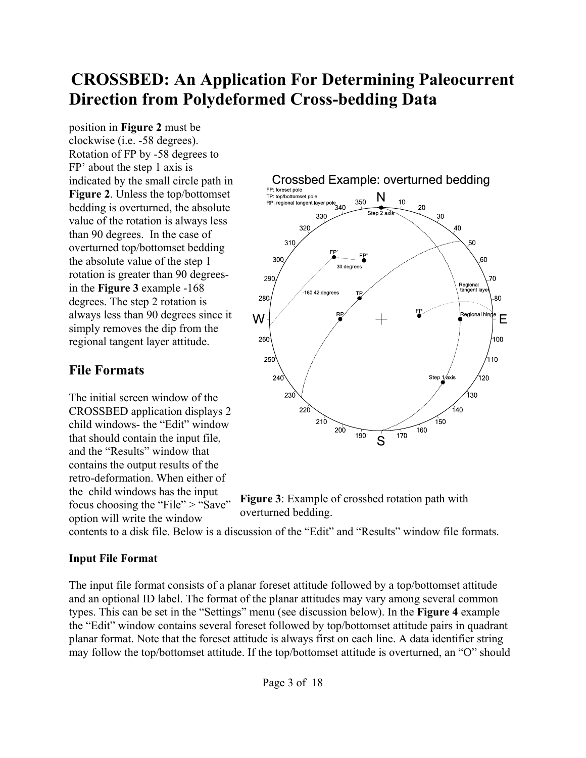position in **Figure 2** must be clockwise (i.e. -58 degrees). Rotation of FP by -58 degrees to FP' about the step 1 axis is indicated by the small circle path in **Figure 2**. Unless the top/bottomset bedding is overturned, the absolute value of the rotation is always less than 90 degrees. In the case of overturned top/bottomset bedding the absolute value of the step 1 rotation is greater than 90 degrees- in the **Figure 3** example -168 degrees. The step 2 rotation is always less than 90 degrees since it simply removes the dip from the regional tangent layer attitude.

**Figure 3**: Example of crossbed rotation path with overturned bedding.

## File Formats

The initial screen window of the CROSSBED application displays 2 child windows- the "Edit" window that should contain the input file, and the "Results" window that contains the output results of the retro-deformation. When either of the child windows has the input focus choosing the "File" > "Save" option will write the window contents to a disk file. Below is a discussion of the "Edit" and "Results" window file formats.

### Input File Format

The input file format consists of a planar foreset attitude followed by a top/bottomset attitude and an optional ID label. The format of the planar attitudes may vary among several common types. This can be set in the "Settings" menu (see discussion below). In the **Figure 4** example the "Edit" window contains several foreset followed by top/bottomset attitude pairs in quadrant planar format. Note that the foreset attitude is always first on each line. A data identifier string may follow the top/bottomset attitude. If the top/bottomset attitude is overturned, an "O" should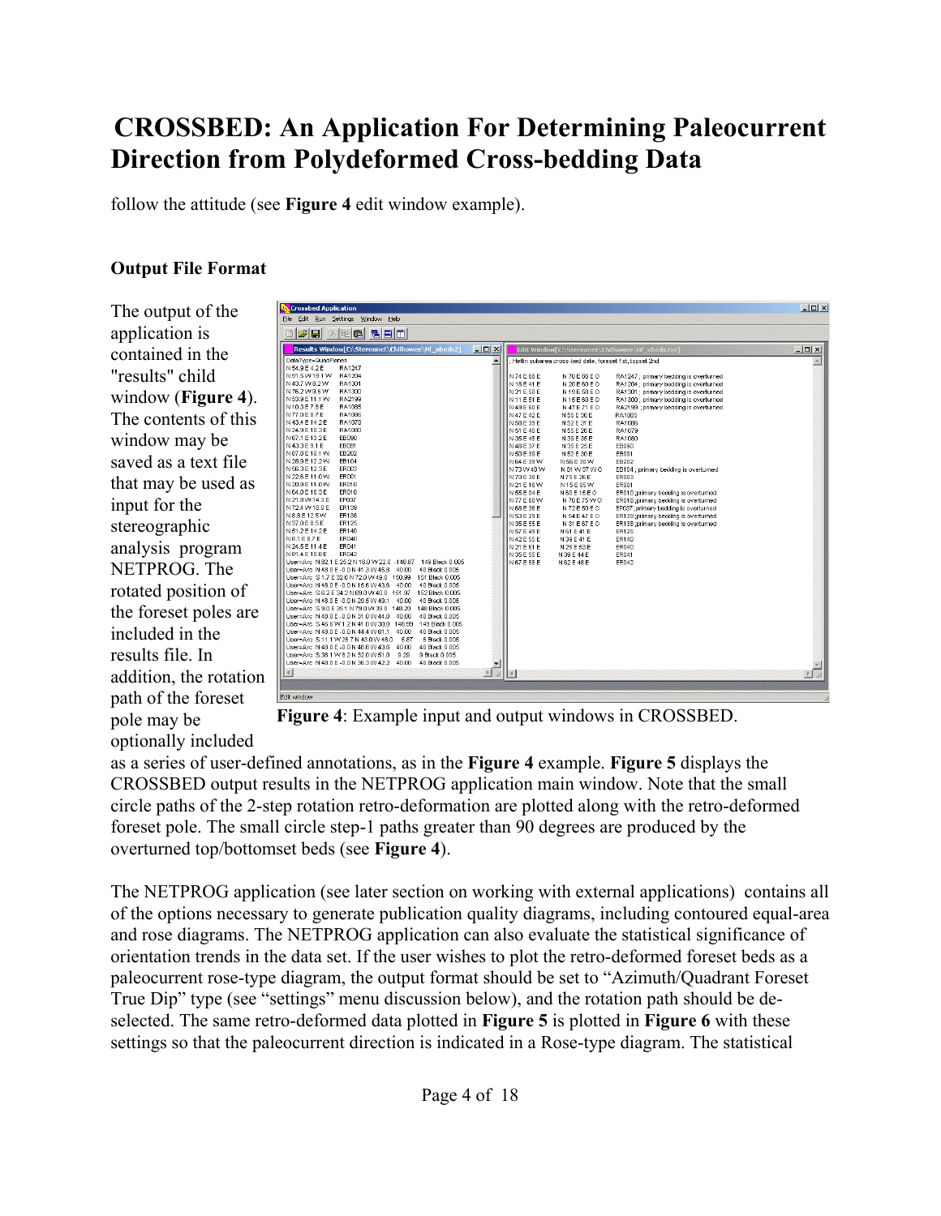# CROSSBED: An Application For Determining Paleocurrent Direction from Polydeformed Cross-bedding Data

follow the attitude (see **Figure 4** edit window example).

### Output File Format

The output of the application is contained in the "results" child window (**Figure 4**). The contents of this window may be saved as a text file that may be used as input for the stereographic analysis program NETPROG. The rotated position of the foreset poles are included in the results file. In addition, the rotation path of the foreset pole may be optionally included as a series of user-defined annotations, as in the **Figure 4** example. **Figure 5** displays the CROSSBED output results in the NETPROG application main window. Note that the small circle paths of the 2-step rotation retro-deformation are plotted along with the retro-deformed foreset pole. The small circle step-1 paths greater than 90 degrees are produced by the overturned top/bottomset beds (see **Figure 4**).

**Figure 4**: Example input and output windows in CROSSBED.

The NETPROG application (see later section on working with external applications) contains all of the options necessary to generate publication quality diagrams, including contoured equal-area and rose diagrams. The NETPROG application can also evaluate the statistical significance of orientation trends in the data set. If the user wishes to plot the retro-deformed foreset beds as a paleocurrent rose-type diagram, the output format should be set to "Azimuth/Quadrant Foreset True Dip" type (see "settings" menu discussion below), and the rotation path should be de-selected. The same retro-deformed data plotted in **Figure 5** is plotted in **Figure 6** with these settings so that the paleocurrent direction is indicated in a Rose-type diagram. The statistical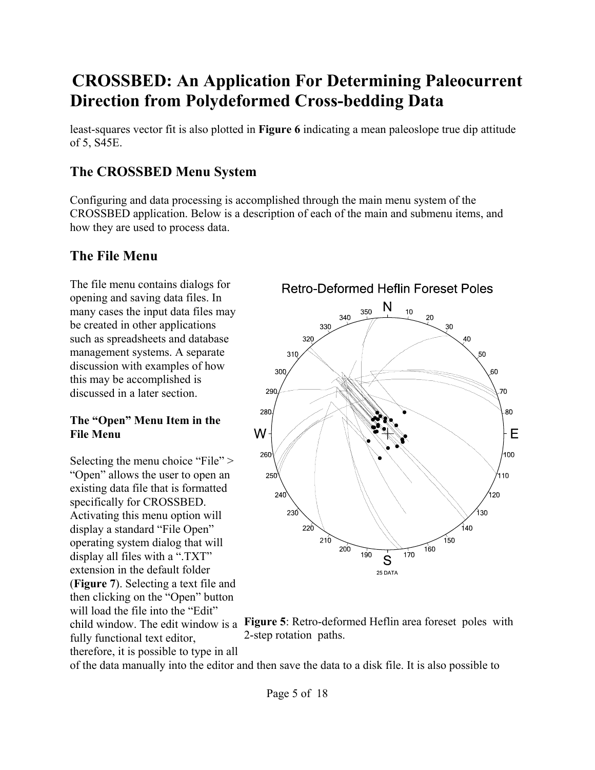least-squares vector fit is also plotted in **Figure 6** indicating a mean paleoslope true dip attitude of 5, S45E.

## The CROSSBED Menu System

Configuring and data processing is accomplished through the main menu system of the CROSSBED application. Below is a description of each of the main and submenu items, and how they are used to process data.

## The File Menu

The file menu contains dialogs for opening and saving data files. In many cases the input data files may be created in other applications such as spreadsheets and database management systems. A separate discussion with examples of how this may be accomplished is discussed in a later section.

### The "Open" Menu Item in the File Menu

Selecting the menu choice "File" > "Open" allows the user to open an existing data file that is formatted specifically for CROSSBED. Activating this menu option will display a standard "File Open" operating system dialog that will display all files with a ".TXT" extension in the default folder (**Figure 7**). Selecting a text file and then clicking on the "Open" button will load the file into the "Edit" child window. The edit window is a fully functional text editor, therefore, it is possible to type in all of the data manually into the editor and then save the data to a disk file. It is also possible to

**Figure 5**: Retro-deformed Heflin area foreset poles with 2-step rotation paths.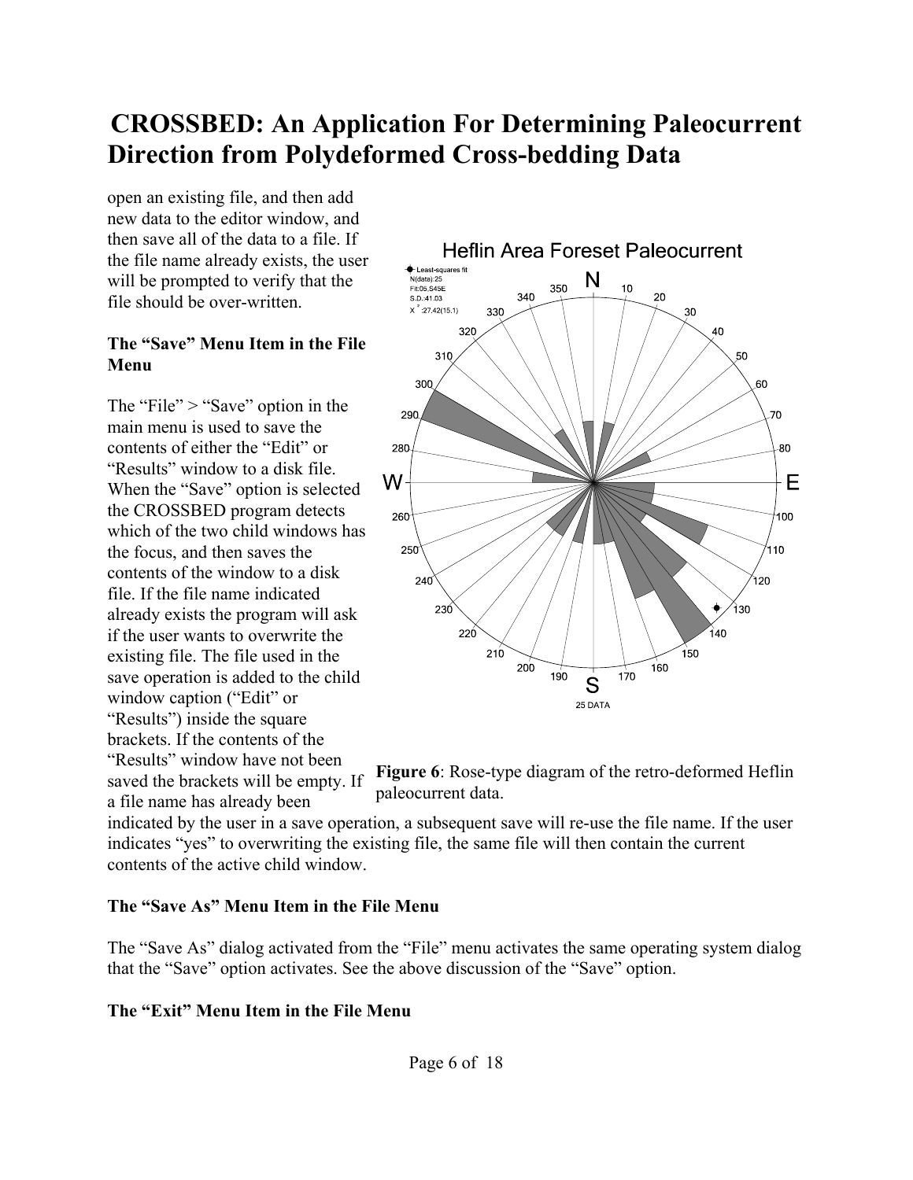open an existing file, and then add new data to the editor window, and then save all of the data to a file. If the file name already exists, the user will be prompted to verify that the file should be over-written.

**The “Save” Menu Item in the File Menu**

The “File” > “Save” option in the main menu is used to save the contents of either the “Edit” or “Results” window to a disk file. When the “Save” option is selected the CROSSBED program detects which of the two child windows has the focus, and then saves the contents of the window to a disk file. If the file name indicated already exists the program will ask if the user wants to overwrite the existing file. The file used in the save operation is added to the child window caption (“Edit” or “Results”) inside the square brackets. If the contents of the “Results” window have not been saved the brackets will be empty. If a file name has already been indicated by the user in a save operation, a subsequent save will re-use the file name. If the user indicates “yes” to overwriting the existing file, the same file will then contain the current contents of the active child window.

**Figure 6**: Rose-type diagram of the retro-deformed Heflin paleocurrent data.

**The “Save As” Menu Item in the File Menu**

The “Save As” dialog activated from the “File” menu activates the same operating system dialog that the “Save” option activates. See the above discussion of the “Save” option.

**The “Exit” Menu Item in the File Menu**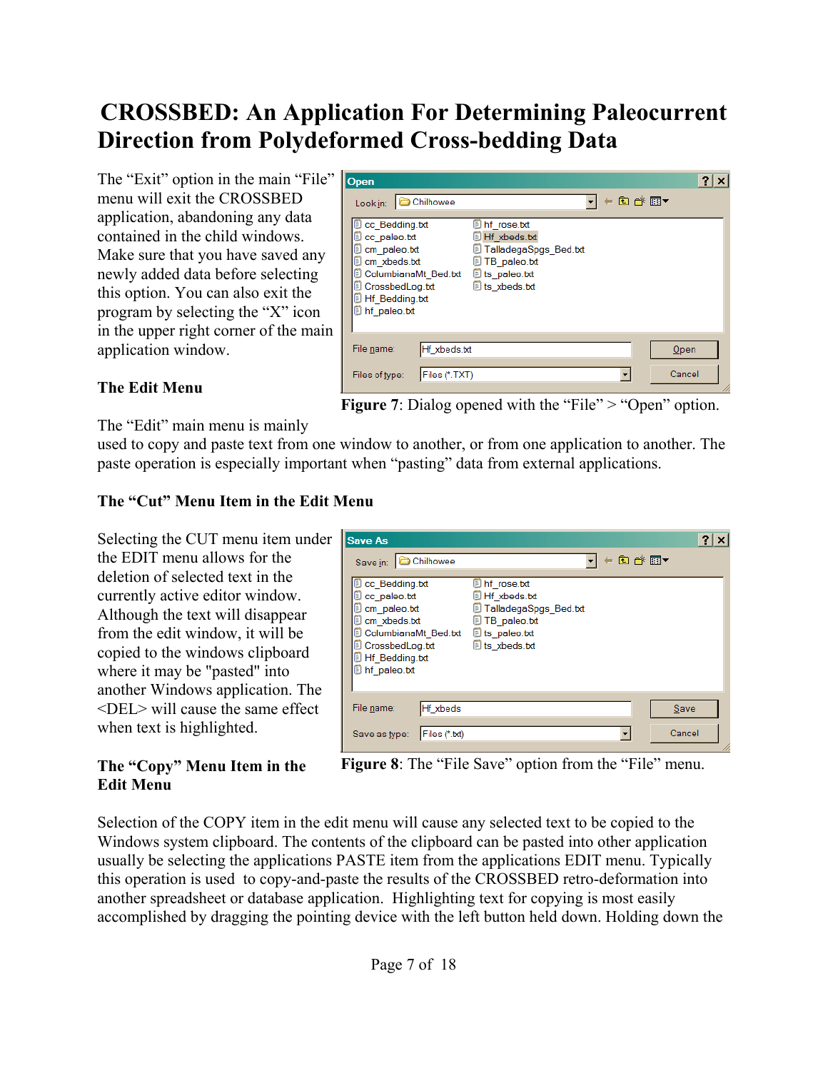# CROSSBED: An Application For Determining Paleocurrent Direction from Polydeformed Cross-bedding Data

The "Exit" option in the main "File" menu will exit the CROSSBED application, abandoning any data contained in the child windows. Make sure that you have saved any newly added data before selecting this option. You can also exit the program by selecting the "X" icon in the upper right corner of the main application window.

**Figure 7**: Dialog opened with the "File" > "Open" option.

### The Edit Menu

The "Edit" main menu is mainly used to copy and paste text from one window to another, or from one application to another. The paste operation is especially important when "pasting" data from external applications.

### The "Cut" Menu Item in the Edit Menu

Selecting the CUT menu item under the EDIT menu allows for the deletion of selected text in the currently active editor window. Although the text will disappear from the edit window, it will be copied to the windows clipboard where it may be "pasted" into another Windows application. The <DEL> will cause the same effect when text is highlighted.

**Figure 8**: The "File Save" option from the "File" menu.

### The "Copy" Menu Item in the Edit Menu

Selection of the COPY item in the edit menu will cause any selected text to be copied to the Windows system clipboard. The contents of the clipboard can be pasted into other application usually be selecting the applications PASTE item from the applications EDIT menu. Typically this operation is used to copy-and-paste the results of the CROSSBED retro-deformation into another spreadsheet or database application. Highlighting text for copying is most easily accomplished by dragging the pointing device with the left button held down. Holding down the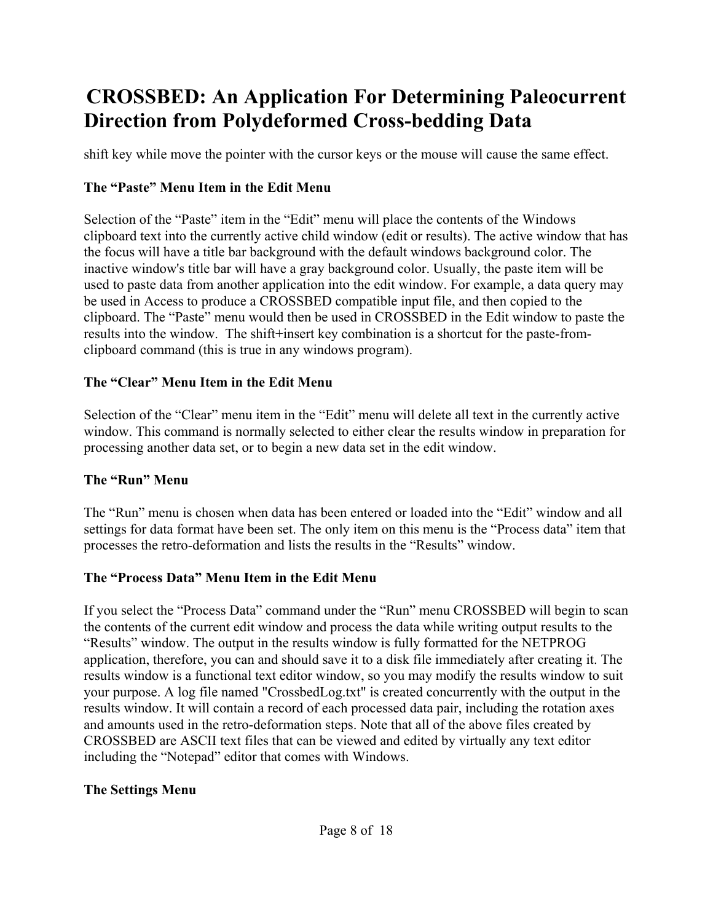shift key while move the pointer with the cursor keys or the mouse will cause the same effect.

### The “Paste” Menu Item in the Edit Menu

Selection of the “Paste” item in the “Edit” menu will place the contents of the Windows clipboard text into the currently active child window (edit or results). The active window that has the focus will have a title bar background with the default windows background color. The inactive window's title bar will have a gray background color. Usually, the paste item will be used to paste data from another application into the edit window. For example, a data query may be used in Access to produce a CROSSBED compatible input file, and then copied to the clipboard. The “Paste” menu would then be used in CROSSBED in the Edit window to paste the results into the window. The shift+insert key combination is a shortcut for the paste-from-clipboard command (this is true in any windows program).

### The “Clear” Menu Item in the Edit Menu

Selection of the “Clear” menu item in the “Edit” menu will delete all text in the currently active window. This command is normally selected to either clear the results window in preparation for processing another data set, or to begin a new data set in the edit window.

### The “Run” Menu

The “Run” menu is chosen when data has been entered or loaded into the “Edit” window and all settings for data format have been set. The only item on this menu is the “Process data” item that processes the retro-deformation and lists the results in the “Results” window.

### The “Process Data” Menu Item in the Edit Menu

If you select the “Process Data” command under the “Run” menu CROSSBED will begin to scan the contents of the current edit window and process the data while writing output results to the “Results” window. The output in the results window is fully formatted for the NETPROG application, therefore, you can and should save it to a disk file immediately after creating it. The results window is a functional text editor window, so you may modify the results window to suit your purpose. A log file named "CrossbedLog.txt" is created concurrently with the output in the results window. It will contain a record of each processed data pair, including the rotation axes and amounts used in the retro-deformation steps. Note that all of the above files created by CROSSBED are ASCII text files that can be viewed and edited by virtually any text editor including the “Notepad” editor that comes with Windows.

### The Settings Menu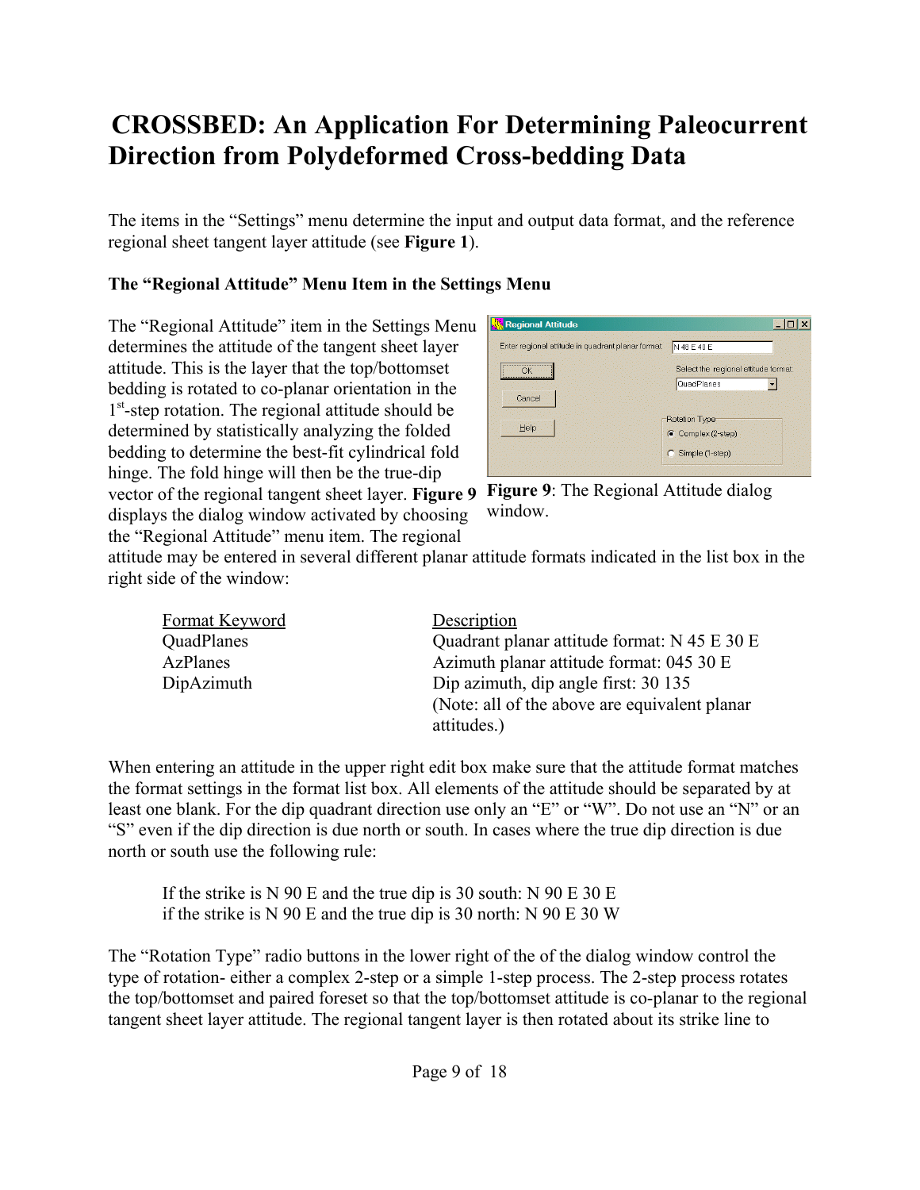# CROSSBED: An Application For Determining Paleocurrent Direction from Polydeformed Cross-bedding Data

The items in the "Settings" menu determine the input and output data format, and the reference regional sheet tangent layer attitude (see **Figure 1**).

### The "Regional Attitude" Menu Item in the Settings Menu

The "Regional Attitude" item in the Settings Menu determines the attitude of the tangent sheet layer attitude. This is the layer that the top/bottomset bedding is rotated to co-planar orientation in the 1st-step rotation. The regional attitude should be determined by statistically analyzing the folded bedding to determine the best-fit cylindrical fold hinge. The fold hinge will then be the true-dip vector of the regional tangent sheet layer. **Figure 9** displays the dialog window activated by choosing the "Regional Attitude" menu item. The regional attitude may be entered in several different planar attitude formats indicated in the list box in the right side of the window:

**Figure 9**: The Regional Attitude dialog window.

| Format Keyword | Description |
|---|---|
| QuadPlanes | Quadrant planar attitude format: N 45 E 30 E |
| AzPlanes | Azimuth planar attitude format: 045 30 E |
| DipAzimuth | Dip azimuth, dip angle first: 30 135 |
| | (Note: all of the above are equivalent planar attitudes.) |

When entering an attitude in the upper right edit box make sure that the attitude format matches the format settings in the format list box. All elements of the attitude should be separated by at least one blank. For the dip quadrant direction use only an "E" or "W". Do not use an "N" or an "S" even if the dip direction is due north or south. In cases where the true dip direction is due north or south use the following rule:

If the strike is N 90 E and the true dip is 30 south: N 90 E 30 E
if the strike is N 90 E and the true dip is 30 north: N 90 E 30 W

The "Rotation Type" radio buttons in the lower right of the of the dialog window control the type of rotation- either a complex 2-step or a simple 1-step process. The 2-step process rotates the top/bottomset and paired foreset so that the top/bottomset attitude is co-planar to the regional tangent sheet layer attitude. The regional tangent layer is then rotated about its strike line to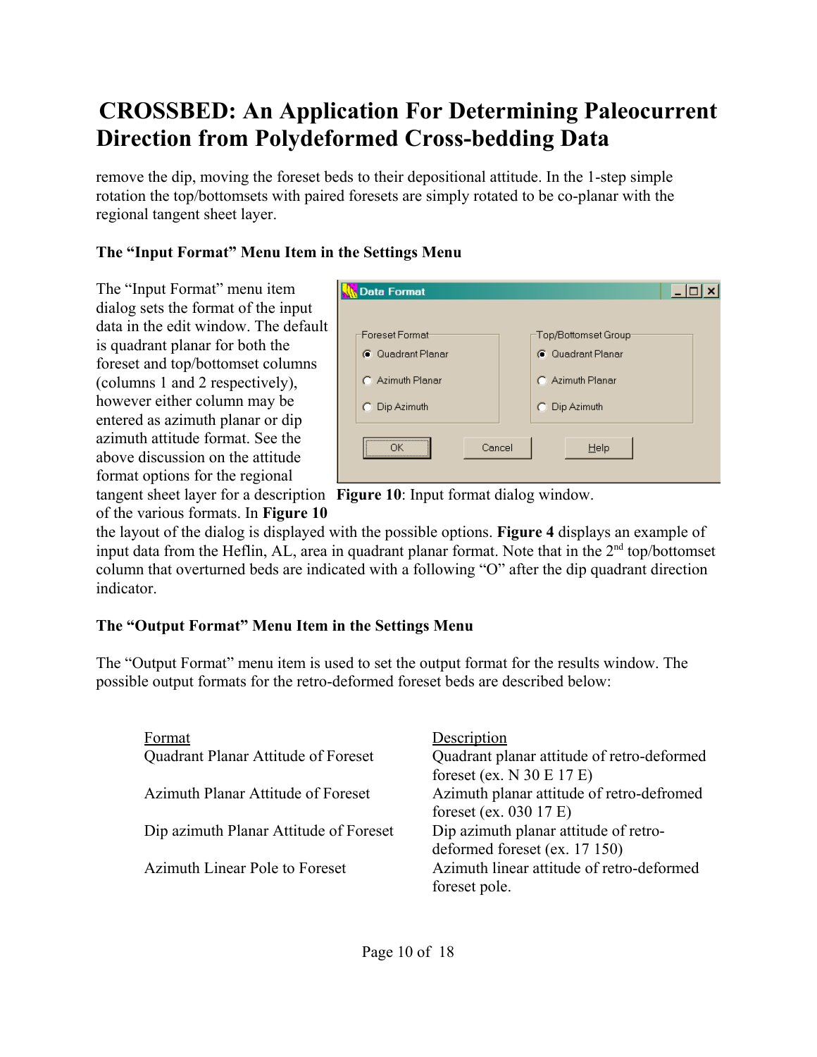remove the dip, moving the foreset beds to their depositional attitude. In the 1-step simple rotation the top/bottomsets with paired foresets are simply rotated to be co-planar with the regional tangent sheet layer.

### The "Input Format" Menu Item in the Settings Menu

The "Input Format" menu item dialog sets the format of the input data in the edit window. The default is quadrant planar for both the foreset and top/bottomset columns (columns 1 and 2 respectively), however either column may be entered as azimuth planar or dip azimuth attitude format. See the above discussion on the attitude format options for the regional tangent sheet layer for a description of the various formats. In **Figure 10** the layout of the dialog is displayed with the possible options. **Figure 4** displays an example of input data from the Heflin, AL, area in quadrant planar format. Note that in the 2nd top/bottomset column that overturned beds are indicated with a following "O" after the dip quadrant direction indicator.

**Figure 10**: Input format dialog window.

### The "Output Format" Menu Item in the Settings Menu

The "Output Format" menu item is used to set the output format for the results window. The possible output formats for the retro-deformed foreset beds are described below:

| Format | Description |
|---|---|
| Quadrant Planar Attitude of Foreset | Quadrant planar attitude of retro-deformed foreset (ex. N 30 E 17 E) |
| Azimuth Planar Attitude of Foreset | Azimuth planar attitude of retro-defromed foreset (ex. 030 17 E) |
| Dip azimuth Planar Attitude of Foreset | Dip azimuth planar attitude of retro-deformed foreset (ex. 17 150) |
| Azimuth Linear Pole to Foreset | Azimuth linear attitude of retro-deformed foreset pole. |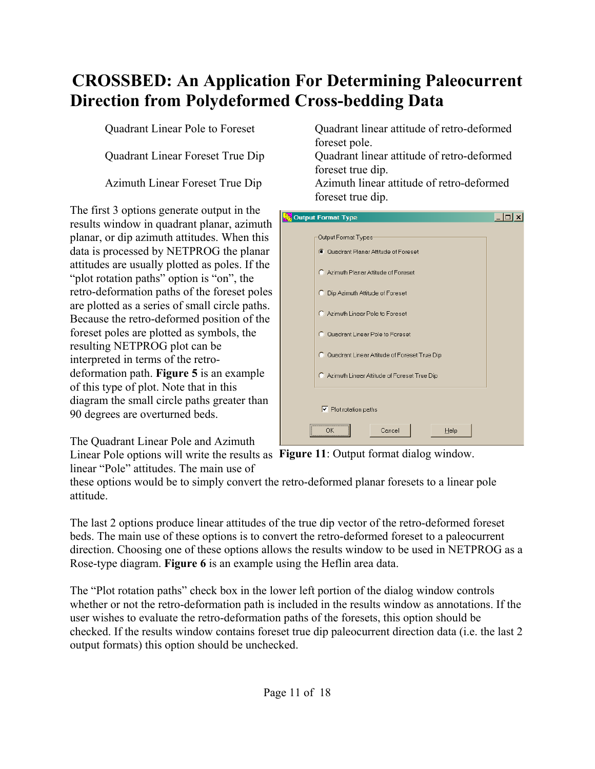# CROSSBED: An Application For Determining Paleocurrent Direction from Polydeformed Cross-bedding Data

| | |
|---|---|
| Quadrant Linear Pole to Foreset | Quadrant linear attitude of retro-deformed foreset pole. |
| Quadrant Linear Foreset True Dip | Quadrant linear attitude of retro-deformed foreset true dip. |
| Azimuth Linear Foreset True Dip | Azimuth linear attitude of retro-deformed foreset true dip. |

The first 3 options generate output in the results window in quadrant planar, azimuth planar, or dip azimuth attitudes. When this data is processed by NETPROG the planar attitudes are usually plotted as poles. If the "plot rotation paths" option is "on", the retro-deformation paths of the foreset poles are plotted as a series of small circle paths. Because the retro-deformed position of the foreset poles are plotted as symbols, the resulting NETPROG plot can be interpreted in terms of the retro-deformation path. **Figure 5** is an example of this type of plot. Note that in this diagram the small circle paths greater than 90 degrees are overturned beds.

**Figure 11**: Output format dialog window.

The Quadrant Linear Pole and Azimuth Linear Pole options will write the results as linear "Pole" attitudes. The main use of these options would be to simply convert the retro-deformed planar foresets to a linear pole attitude.

The last 2 options produce linear attitudes of the true dip vector of the retro-deformed foreset beds. The main use of these options is to convert the retro-deformed foreset to a paleocurrent direction. Choosing one of these options allows the results window to be used in NETPROG as a Rose-type diagram. **Figure 6** is an example using the Heflin area data.

The "Plot rotation paths" check box in the lower left portion of the dialog window controls whether or not the retro-deformation path is included in the results window as annotations. If the user wishes to evaluate the retro-deformation paths of the foresets, this option should be checked. If the results window contains foreset true dip paleocurrent direction data (i.e. the last 2 output formats) this option should be unchecked.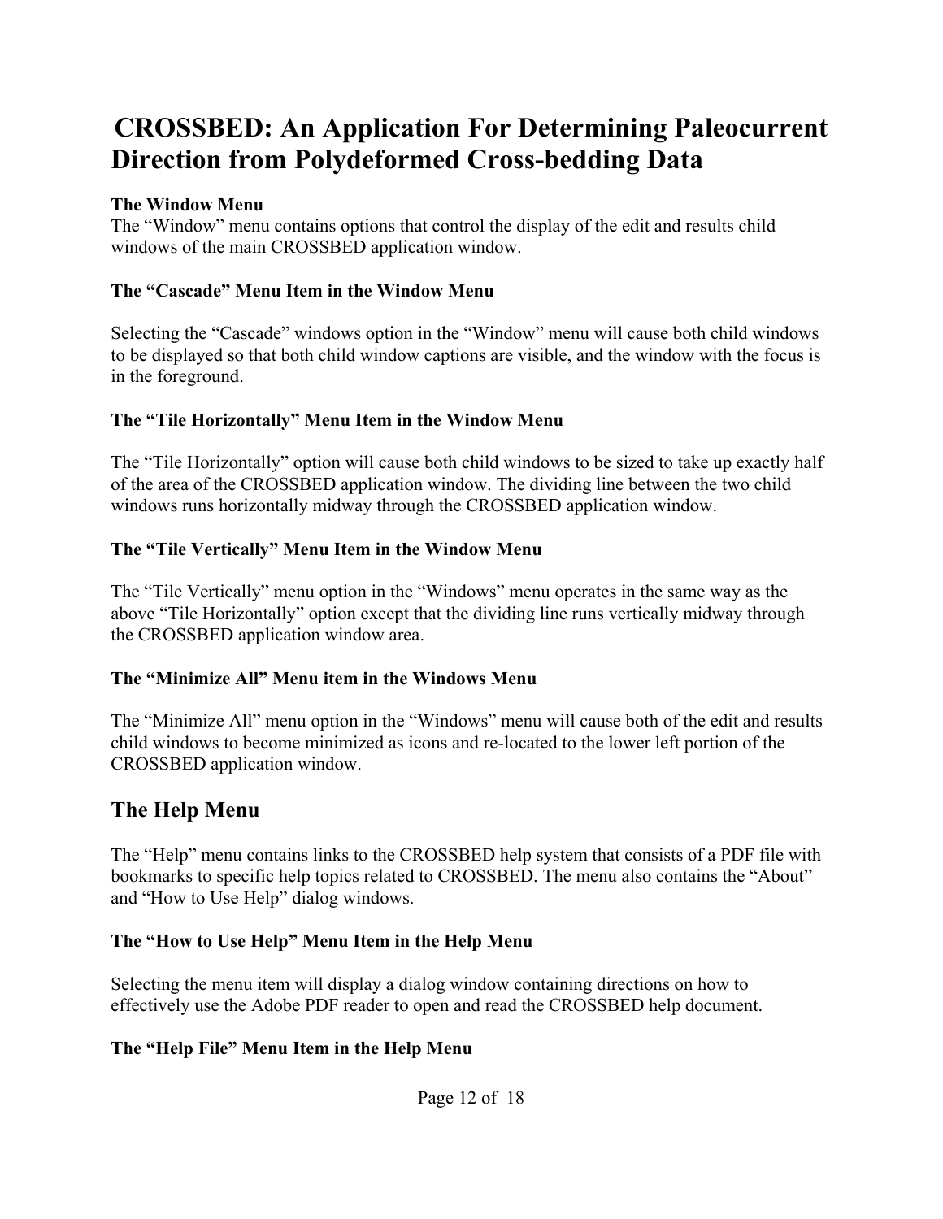# CROSSBED: An Application For Determining Paleocurrent Direction from Polydeformed Cross-bedding Data

**The Window Menu**

The “Window” menu contains options that control the display of the edit and results child windows of the main CROSSBED application window.

**The “Cascade” Menu Item in the Window Menu**

Selecting the “Cascade” windows option in the “Window” menu will cause both child windows to be displayed so that both child window captions are visible, and the window with the focus is in the foreground.

**The “Tile Horizontally” Menu Item in the Window Menu**

The “Tile Horizontally” option will cause both child windows to be sized to take up exactly half of the area of the CROSSBED application window. The dividing line between the two child windows runs horizontally midway through the CROSSBED application window.

**The “Tile Vertically” Menu Item in the Window Menu**

The “Tile Vertically” menu option in the “Windows” menu operates in the same way as the above “Tile Horizontally” option except that the dividing line runs vertically midway through the CROSSBED application window area.

**The “Minimize All” Menu item in the Windows Menu**

The “Minimize All” menu option in the “Windows” menu will cause both of the edit and results child windows to become minimized as icons and re-located to the lower left portion of the CROSSBED application window.

## The Help Menu

The “Help” menu contains links to the CROSSBED help system that consists of a PDF file with bookmarks to specific help topics related to CROSSBED. The menu also contains the “About” and “How to Use Help” dialog windows.

**The “How to Use Help” Menu Item in the Help Menu**

Selecting the menu item will display a dialog window containing directions on how to effectively use the Adobe PDF reader to open and read the CROSSBED help document.

**The “Help File” Menu Item in the Help Menu**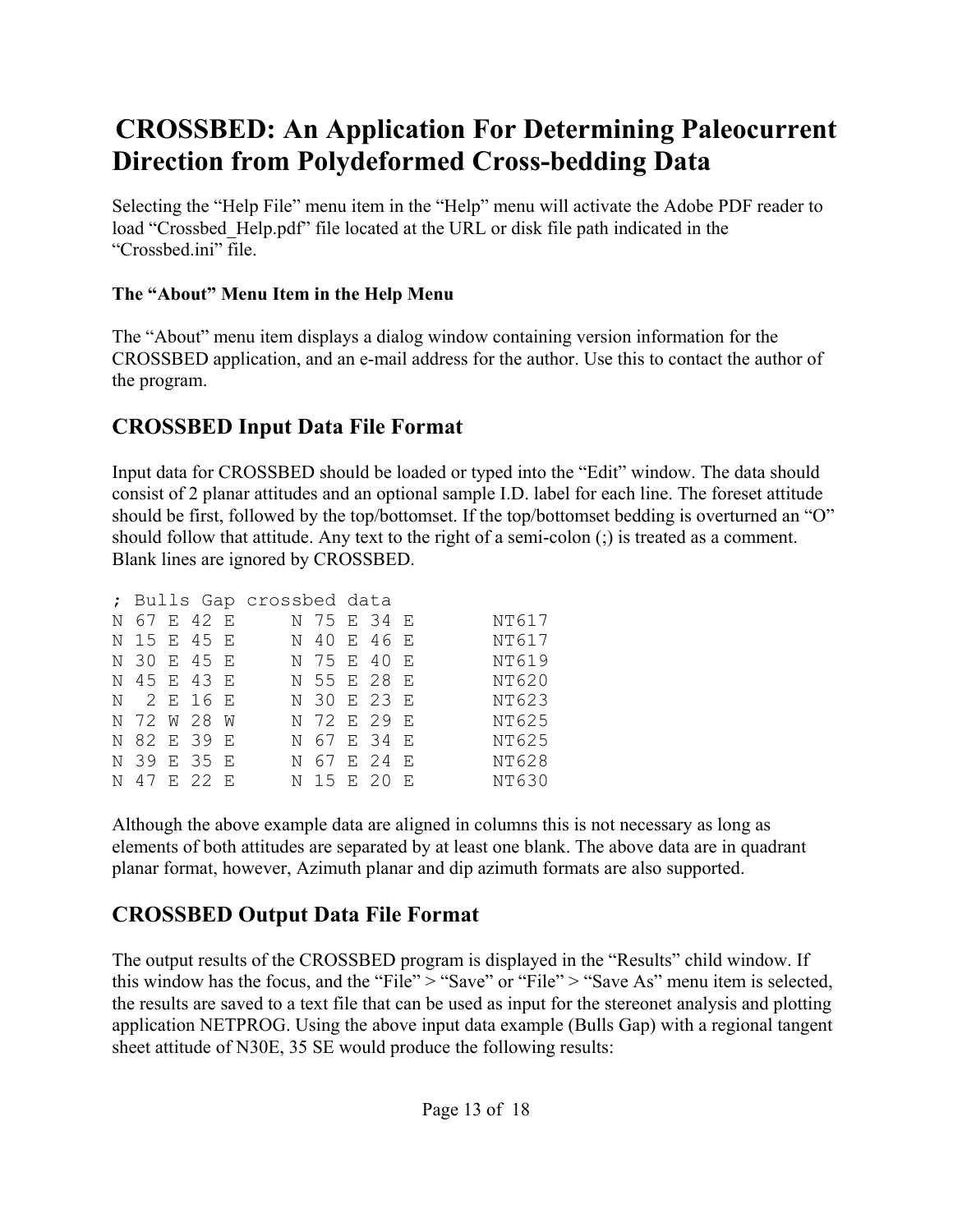# CROSSBED: An Application For Determining Paleocurrent Direction from Polydeformed Cross-bedding Data

Selecting the “Help File” menu item in the “Help” menu will activate the Adobe PDF reader to load “Crossbed_Help.pdf” file located at the URL or disk file path indicated in the “Crossbed.ini” file.

**The “About” Menu Item in the Help Menu**

The “About” menu item displays a dialog window containing version information for the CROSSBED application, and an e-mail address for the author. Use this to contact the author of the program.

## CROSSBED Input Data File Format

Input data for CROSSBED should be loaded or typed into the “Edit” window. The data should consist of 2 planar attitudes and an optional sample I.D. label for each line. The foreset attitude should be first, followed by the top/bottomset. If the top/bottomset bedding is overturned an “O” should follow that attitude. Any text to the right of a semi-colon (;) is treated as a comment. Blank lines are ignored by CROSSBED.

```
; Bulls Gap crossbed data
N 67 E 42 E     N 75 E 34 E       NT617
N 15 E 45 E     N 40 E 46 E       NT617
N 30 E 45 E     N 75 E 40 E       NT619
N 45 E 43 E     N 55 E 28 E       NT620
N  2 E 16 E     N 30 E 23 E       NT623
N 72 W 28 W     N 72 E 29 E       NT625
N 82 E 39 E     N 67 E 34 E       NT625
N 39 E 35 E     N 67 E 24 E       NT628
N 47 E 22 E     N 15 E 20 E       NT630
```

Although the above example data are aligned in columns this is not necessary as long as elements of both attitudes are separated by at least one blank. The above data are in quadrant planar format, however, Azimuth planar and dip azimuth formats are also supported.

## CROSSBED Output Data File Format

The output results of the CROSSBED program is displayed in the “Results” child window. If this window has the focus, and the “File” > “Save” or “File” > “Save As” menu item is selected, the results are saved to a text file that can be used as input for the stereonet analysis and plotting application NETPROG. Using the above input data example (Bulls Gap) with a regional tangent sheet attitude of N30E, 35 SE would produce the following results: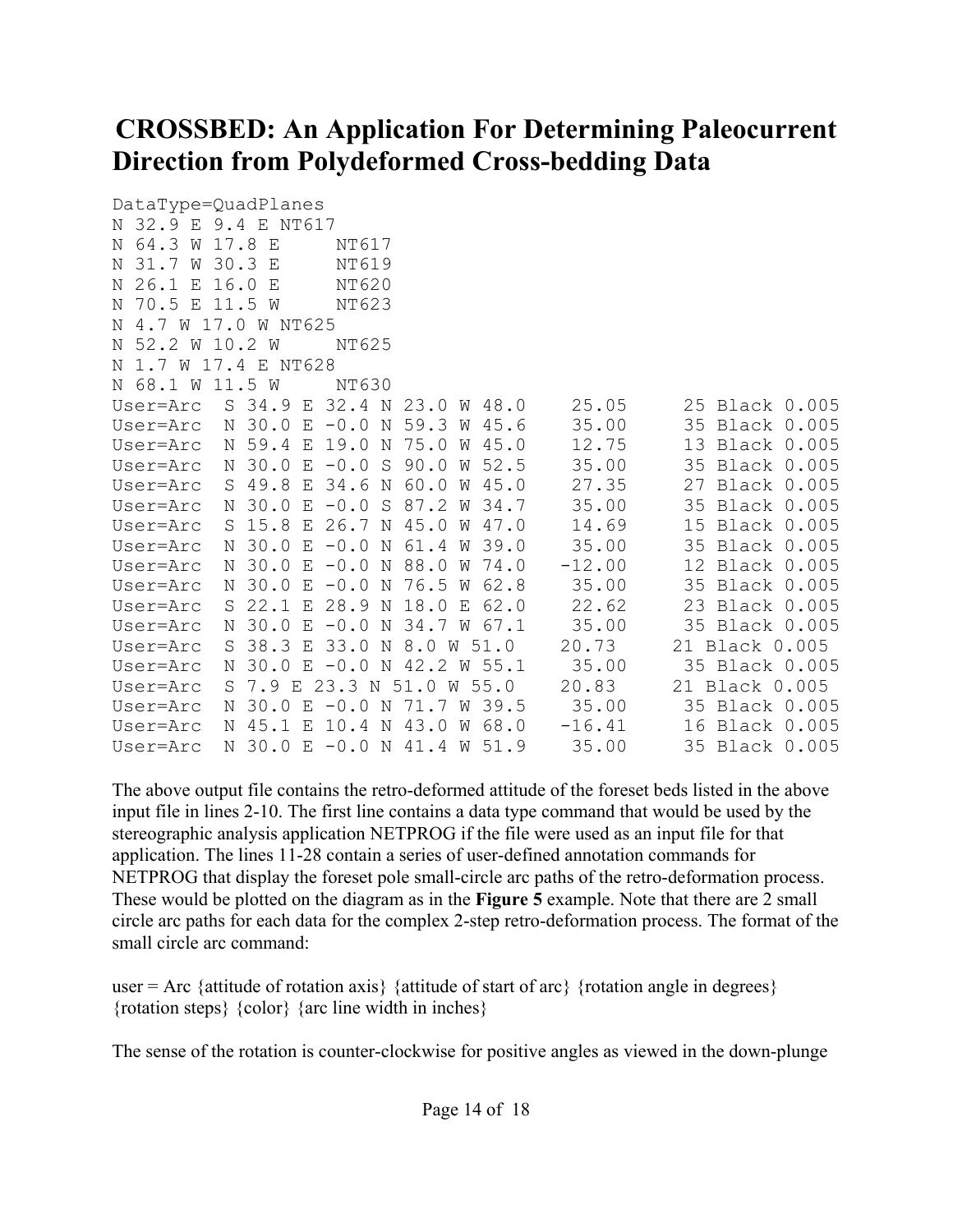# CROSSBED: An Application For Determining Paleocurrent Direction from Polydeformed Cross-bedding Data

```
DataType=QuadPlanes
N 32.9 E 9.4 E NT617
N 64.3 W 17.8 E     NT617
N 31.7 W 30.3 E     NT619
N 26.1 E 16.0 E     NT620
N 70.5 E 11.5 W     NT623
N 4.7 W 17.0 W NT625
N 52.2 W 10.2 W     NT625
N 1.7 W 17.4 E NT628
N 68.1 W 11.5 W     NT630
User=Arc  S 34.9 E 32.4 N 23.0 W 48.0    25.05     25 Black 0.005
User=Arc  N 30.0 E -0.0 N 59.3 W 45.6    35.00     35 Black 0.005
User=Arc  N 59.4 E 19.0 N 75.0 W 45.0    12.75     13 Black 0.005
User=Arc  N 30.0 E -0.0 S 90.0 W 52.5    35.00     35 Black 0.005
User=Arc  S 49.8 E 34.6 N 60.0 W 45.0    27.35     27 Black 0.005
User=Arc  N 30.0 E -0.0 S 87.2 W 34.7    35.00     35 Black 0.005
User=Arc  S 15.8 E 26.7 N 45.0 W 47.0    14.69     15 Black 0.005
User=Arc  N 30.0 E -0.0 N 61.4 W 39.0    35.00     35 Black 0.005
User=Arc  N 30.0 E -0.0 N 88.0 W 74.0   -12.00     12 Black 0.005
User=Arc  N 30.0 E -0.0 N 76.5 W 62.8    35.00     35 Black 0.005
User=Arc  S 22.1 E 28.9 N 18.0 E 62.0    22.62     23 Black 0.005
User=Arc  N 30.0 E -0.0 N 34.7 W 67.1    35.00     35 Black 0.005
User=Arc  S 38.3 E 33.0 N 8.0 W 51.0    20.73     21 Black 0.005
User=Arc  N 30.0 E -0.0 N 42.2 W 55.1    35.00     35 Black 0.005
User=Arc  S 7.9 E 23.3 N 51.0 W 55.0    20.83     21 Black 0.005
User=Arc  N 30.0 E -0.0 N 71.7 W 39.5    35.00     35 Black 0.005
User=Arc  N 45.1 E 10.4 N 43.0 W 68.0   -16.41     16 Black 0.005
User=Arc  N 30.0 E -0.0 N 41.4 W 51.9    35.00     35 Black 0.005
```

The above output file contains the retro-deformed attitude of the foreset beds listed in the above input file in lines 2-10. The first line contains a data type command that would be used by the stereographic analysis application NETPROG if the file were used as an input file for that application. The lines 11-28 contain a series of user-defined annotation commands for NETPROG that display the foreset pole small-circle arc paths of the retro-deformation process. These would be plotted on the diagram as in the **Figure 5** example. Note that there are 2 small circle arc paths for each data for the complex 2-step retro-deformation process. The format of the small circle arc command:

user = Arc {attitude of rotation axis} {attitude of start of arc} {rotation angle in degrees} {rotation steps} {color} {arc line width in inches}

The sense of the rotation is counter-clockwise for positive angles as viewed in the down-plunge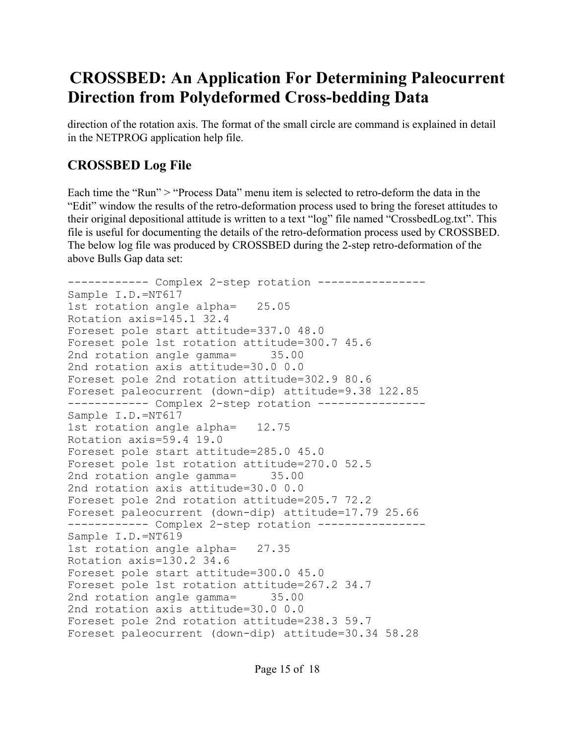direction of the rotation axis. The format of the small circle are command is explained in detail in the NETPROG application help file.

## CROSSBED Log File

Each time the "Run" > "Process Data" menu item is selected to retro-deform the data in the "Edit" window the results of the retro-deformation process used to bring the foreset attitudes to their original depositional attitude is written to a text "log" file named "CrossbedLog.txt". This file is useful for documenting the details of the retro-deformation process used by CROSSBED. The below log file was produced by CROSSBED during the 2-step retro-deformation of the above Bulls Gap data set:

```
------------ Complex 2-step rotation ----------------
Sample I.D.=NT617
1st rotation angle alpha=   25.05
Rotation axis=145.1 32.4
Foreset pole start attitude=337.0 48.0
Foreset pole 1st rotation attitude=300.7 45.6
2nd rotation angle gamma=     35.00
2nd rotation axis attitude=30.0 0.0
Foreset pole 2nd rotation attitude=302.9 80.6
Foreset paleocurrent (down-dip) attitude=9.38 122.85
------------ Complex 2-step rotation ----------------
Sample I.D.=NT617
1st rotation angle alpha=   12.75
Rotation axis=59.4 19.0
Foreset pole start attitude=285.0 45.0
Foreset pole 1st rotation attitude=270.0 52.5
2nd rotation angle gamma=     35.00
2nd rotation axis attitude=30.0 0.0
Foreset pole 2nd rotation attitude=205.7 72.2
Foreset paleocurrent (down-dip) attitude=17.79 25.66
------------ Complex 2-step rotation ----------------
Sample I.D.=NT619
1st rotation angle alpha=   27.35
Rotation axis=130.2 34.6
Foreset pole start attitude=300.0 45.0
Foreset pole 1st rotation attitude=267.2 34.7
2nd rotation angle gamma=     35.00
2nd rotation axis attitude=30.0 0.0
Foreset pole 2nd rotation attitude=238.3 59.7
Foreset paleocurrent (down-dip) attitude=30.34 58.28
```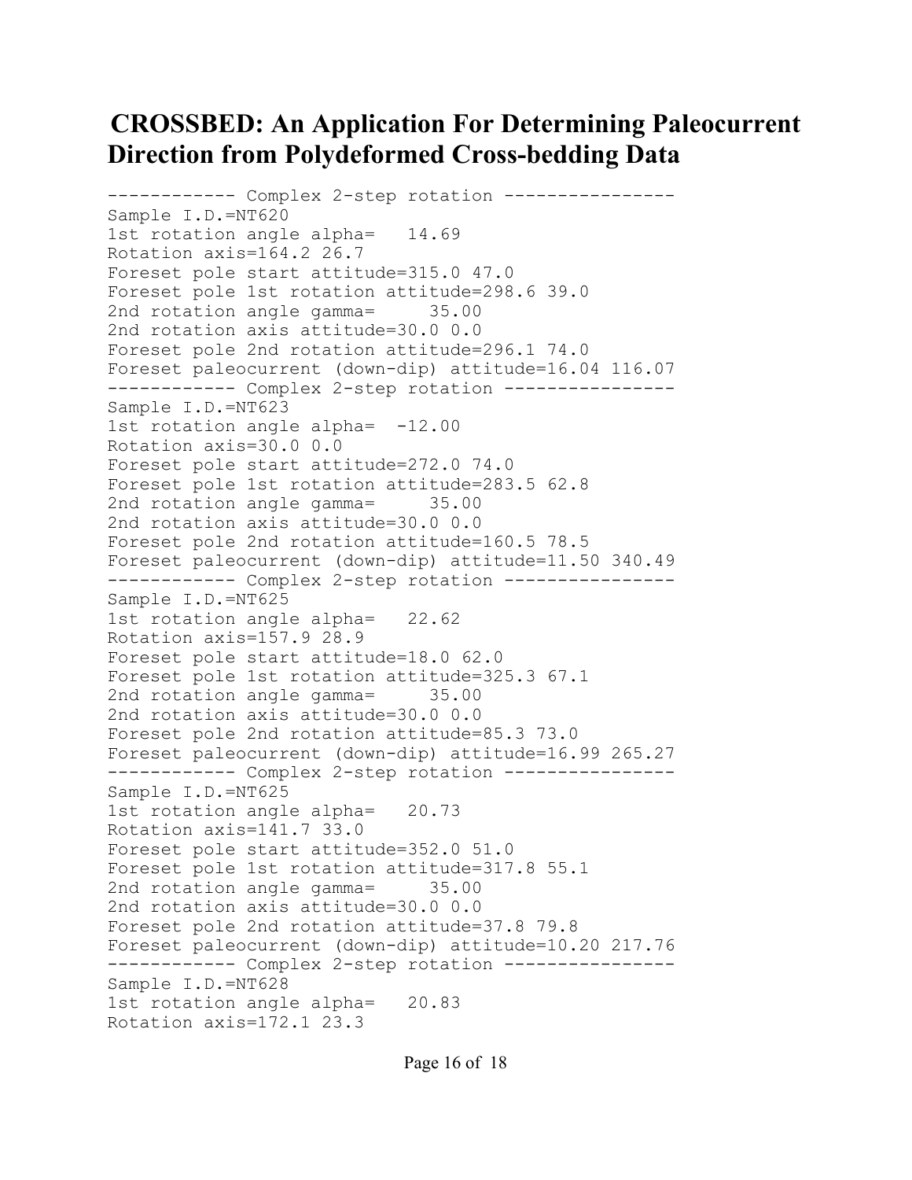# CROSSBED: An Application For Determining Paleocurrent Direction from Polydeformed Cross-bedding Data

```
------------ Complex 2-step rotation ----------------
Sample I.D.=NT620
1st rotation angle alpha=   14.69
Rotation axis=164.2 26.7
Foreset pole start attitude=315.0 47.0
Foreset pole 1st rotation attitude=298.6 39.0
2nd rotation angle gamma=     35.00
2nd rotation axis attitude=30.0 0.0
Foreset pole 2nd rotation attitude=296.1 74.0
Foreset paleocurrent (down-dip) attitude=16.04 116.07
------------ Complex 2-step rotation ----------------
Sample I.D.=NT623
1st rotation angle alpha=  -12.00
Rotation axis=30.0 0.0
Foreset pole start attitude=272.0 74.0
Foreset pole 1st rotation attitude=283.5 62.8
2nd rotation angle gamma=     35.00
2nd rotation axis attitude=30.0 0.0
Foreset pole 2nd rotation attitude=160.5 78.5
Foreset paleocurrent (down-dip) attitude=11.50 340.49
------------ Complex 2-step rotation ----------------
Sample I.D.=NT625
1st rotation angle alpha=   22.62
Rotation axis=157.9 28.9
Foreset pole start attitude=18.0 62.0
Foreset pole 1st rotation attitude=325.3 67.1
2nd rotation angle gamma=     35.00
2nd rotation axis attitude=30.0 0.0
Foreset pole 2nd rotation attitude=85.3 73.0
Foreset paleocurrent (down-dip) attitude=16.99 265.27
------------ Complex 2-step rotation ----------------
Sample I.D.=NT625
1st rotation angle alpha=   20.73
Rotation axis=141.7 33.0
Foreset pole start attitude=352.0 51.0
Foreset pole 1st rotation attitude=317.8 55.1
2nd rotation angle gamma=     35.00
2nd rotation axis attitude=30.0 0.0
Foreset pole 2nd rotation attitude=37.8 79.8
Foreset paleocurrent (down-dip) attitude=10.20 217.76
------------ Complex 2-step rotation ----------------
Sample I.D.=NT628
1st rotation angle alpha=   20.83
Rotation axis=172.1 23.3
```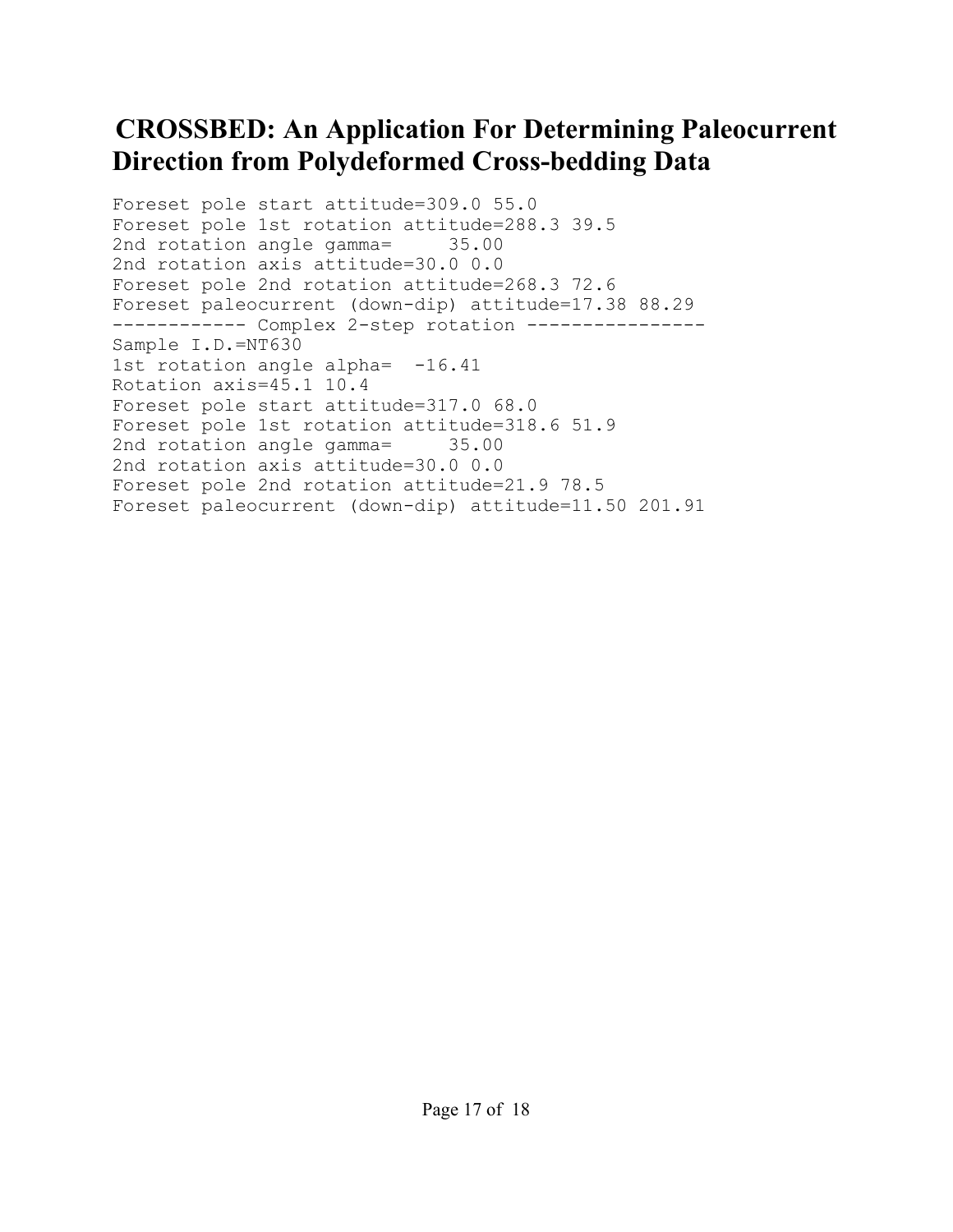# CROSSBED: An Application For Determining Paleocurrent Direction from Polydeformed Cross-bedding Data

```
Foreset pole start attitude=309.0 55.0
Foreset pole 1st rotation attitude=288.3 39.5
2nd rotation angle gamma=     35.00
2nd rotation axis attitude=30.0 0.0
Foreset pole 2nd rotation attitude=268.3 72.6
Foreset paleocurrent (down-dip) attitude=17.38 88.29
------------ Complex 2-step rotation ----------------
Sample I.D.=NT630
1st rotation angle alpha=  -16.41
Rotation axis=45.1 10.4
Foreset pole start attitude=317.0 68.0
Foreset pole 1st rotation attitude=318.6 51.9
2nd rotation angle gamma=     35.00
2nd rotation axis attitude=30.0 0.0
Foreset pole 2nd rotation attitude=21.9 78.5
Foreset paleocurrent (down-dip) attitude=11.50 201.91
```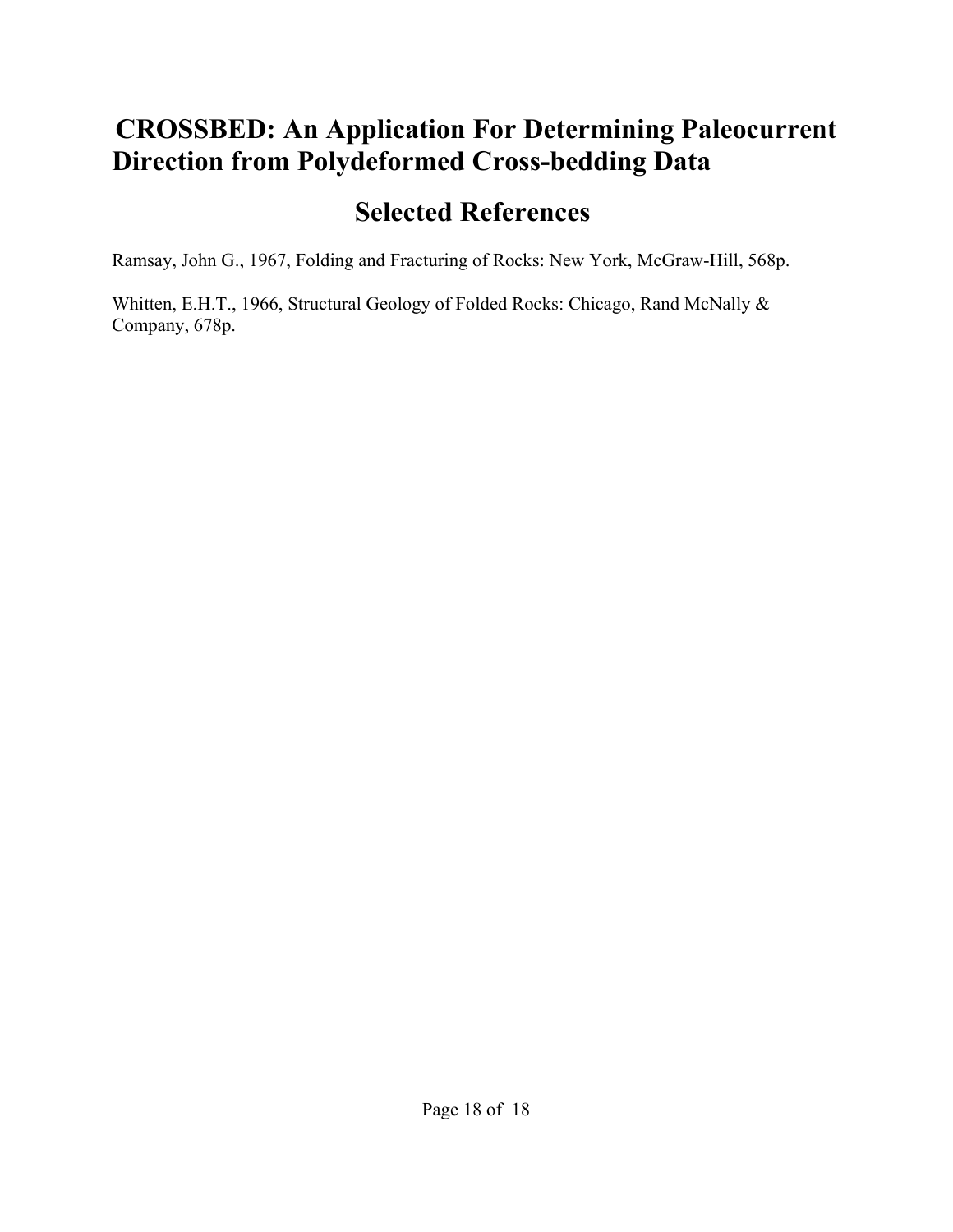# CROSSBED: An Application For Determining Paleocurrent Direction from Polydeformed Cross-bedding Data

## Selected References

Ramsay, John G., 1967, Folding and Fracturing of Rocks: New York, McGraw-Hill, 568p.

Whitten, E.H.T., 1966, Structural Geology of Folded Rocks: Chicago, Rand McNally & Company, 678p.